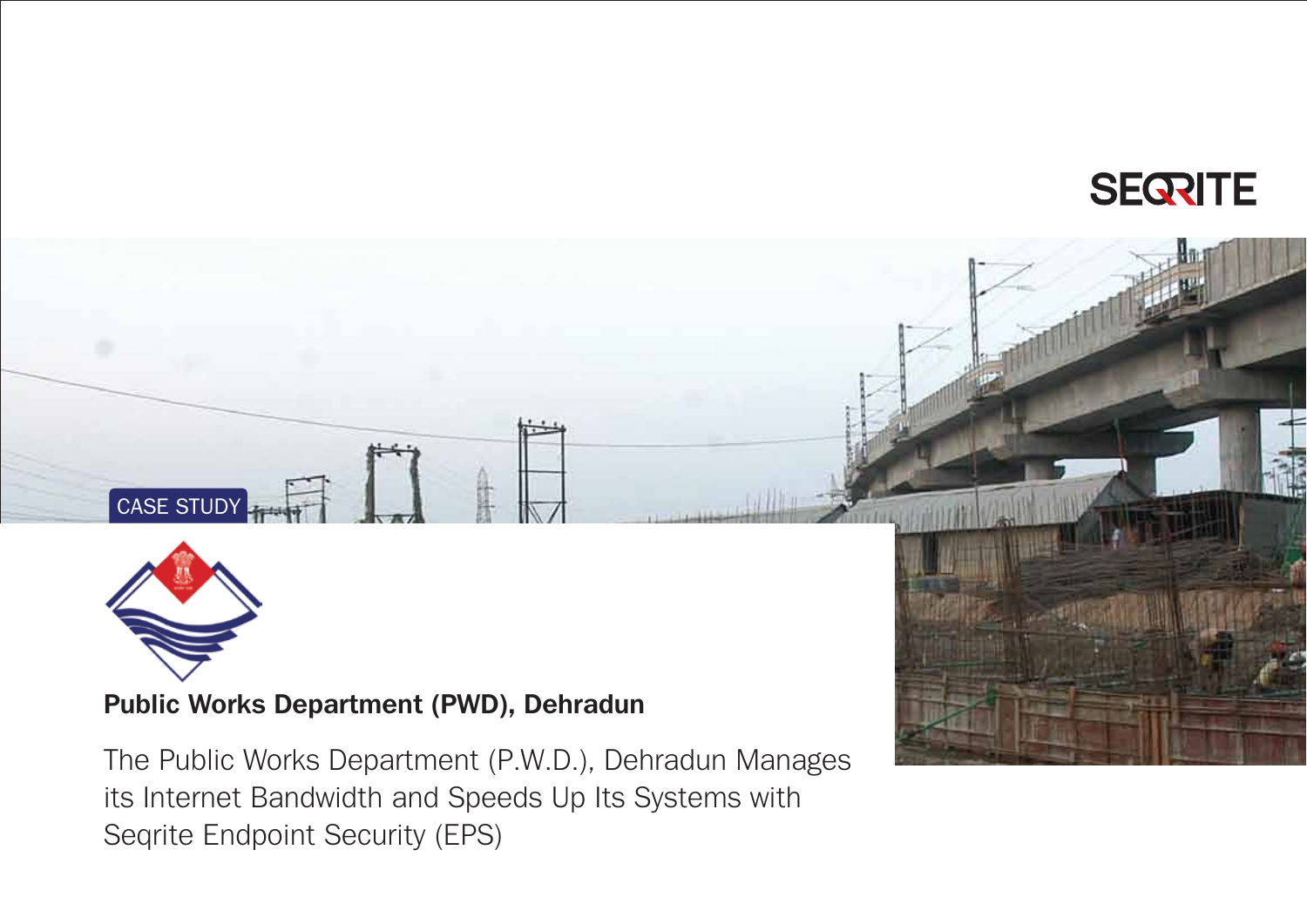SEQRITE

CASE STUDY

## Public Works Department (PWD), Dehradun

The Public Works Department (P.W.D.), Dehradun Manages its Internet Bandwidth and Speeds Up Its Systems with Seqrite Endpoint Security (EPS)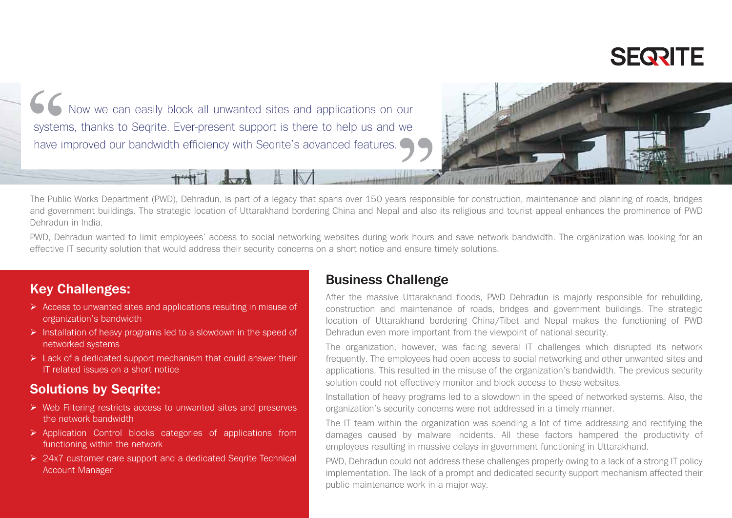> Now we can easily block all unwanted sites and applications on our systems, thanks to Seqrite. Ever-present support is there to help us and we have improved our bandwidth efficiency with Seqrite's advanced features.

The Public Works Department (PWD), Dehradun, is part of a legacy that spans over 150 years responsible for construction, maintenance and planning of roads, bridges and government buildings. The strategic location of Uttarakhand bordering China and Nepal and also its religious and tourist appeal enhances the prominence of PWD Dehradun in India.

PWD, Dehradun wanted to limit employees' access to social networking websites during work hours and save network bandwidth. The organization was looking for an effective IT security solution that would address their security concerns on a short notice and ensure timely solutions.

## Key Challenges:

- Access to unwanted sites and applications resulting in misuse of organization's bandwidth
- Installation of heavy programs led to a slowdown in the speed of networked systems
- Lack of a dedicated support mechanism that could answer their IT related issues on a short notice

## Solutions by Seqrite:

- Web Filtering restricts access to unwanted sites and preserves the network bandwidth
- Application Control blocks categories of applications from functioning within the network
- 24x7 customer care support and a dedicated Seqrite Technical Account Manager

## Business Challenge

After the massive Uttarakhand floods, PWD Dehradun is majorly responsible for rebuilding, construction and maintenance of roads, bridges and government buildings. The strategic location of Uttarakhand bordering China/Tibet and Nepal makes the functioning of PWD Dehradun even more important from the viewpoint of national security.

The organization, however, was facing several IT challenges which disrupted its network frequently. The employees had open access to social networking and other unwanted sites and applications. This resulted in the misuse of the organization's bandwidth. The previous security solution could not effectively monitor and block access to these websites.

Installation of heavy programs led to a slowdown in the speed of networked systems. Also, the organization's security concerns were not addressed in a timely manner.

The IT team within the organization was spending a lot of time addressing and rectifying the damages caused by malware incidents. All these factors hampered the productivity of employees resulting in massive delays in government functioning in Uttarakhand.

PWD, Dehradun could not address these challenges properly owing to a lack of a strong IT policy implementation. The lack of a prompt and dedicated security support mechanism affected their public maintenance work in a major way.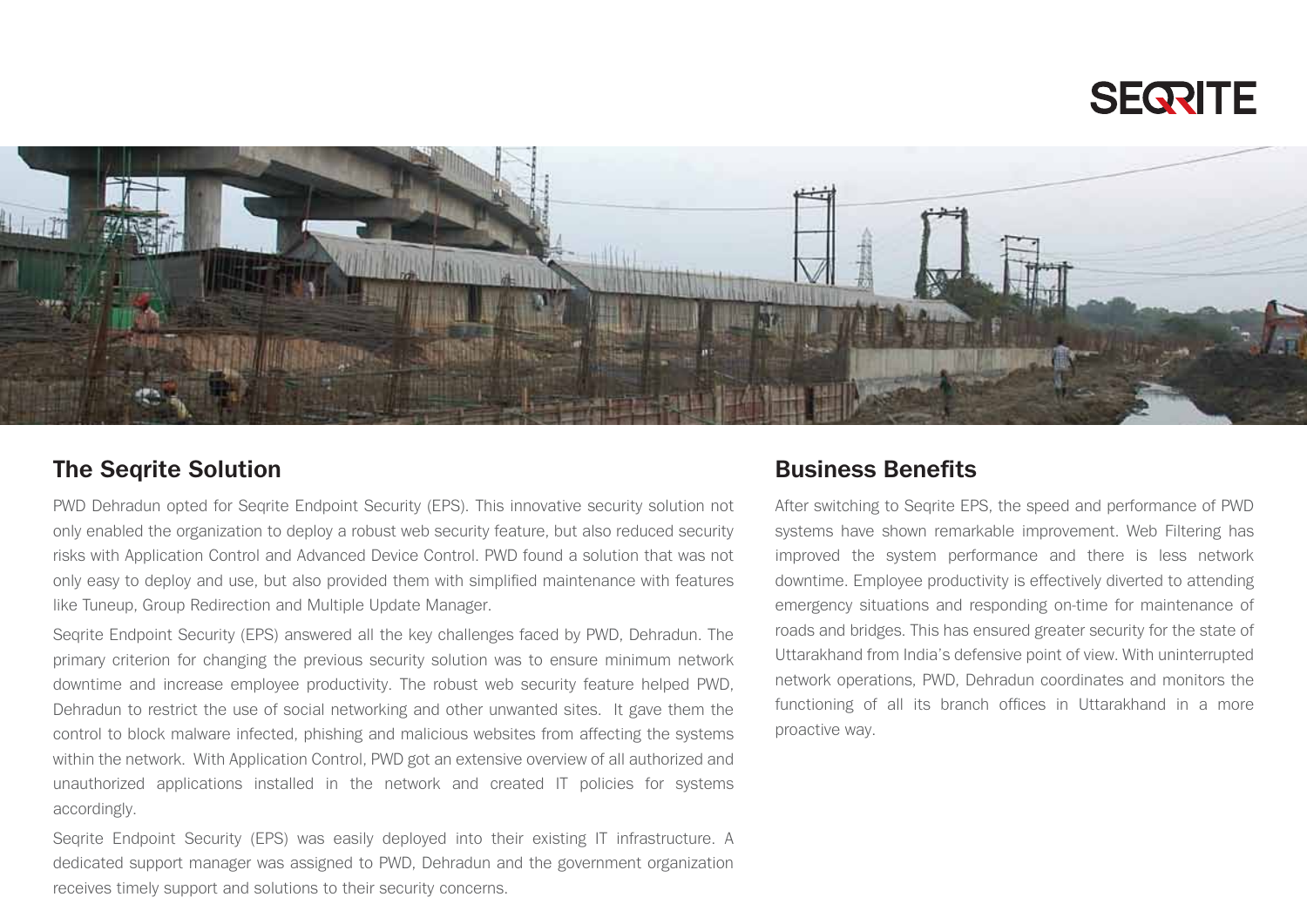## The Seqrite Solution

PWD Dehradun opted for Seqrite Endpoint Security (EPS). This innovative security solution not only enabled the organization to deploy a robust web security feature, but also reduced security risks with Application Control and Advanced Device Control. PWD found a solution that was not only easy to deploy and use, but also provided them with simplified maintenance with features like Tuneup, Group Redirection and Multiple Update Manager.

Seqrite Endpoint Security (EPS) answered all the key challenges faced by PWD, Dehradun. The primary criterion for changing the previous security solution was to ensure minimum network downtime and increase employee productivity. The robust web security feature helped PWD, Dehradun to restrict the use of social networking and other unwanted sites. It gave them the control to block malware infected, phishing and malicious websites from affecting the systems within the network. With Application Control, PWD got an extensive overview of all authorized and unauthorized applications installed in the network and created IT policies for systems accordingly.

Seqrite Endpoint Security (EPS) was easily deployed into their existing IT infrastructure. A dedicated support manager was assigned to PWD, Dehradun and the government organization receives timely support and solutions to their security concerns.

## Business Benefits

After switching to Seqrite EPS, the speed and performance of PWD systems have shown remarkable improvement. Web Filtering has improved the system performance and there is less network downtime. Employee productivity is effectively diverted to attending emergency situations and responding on-time for maintenance of roads and bridges. This has ensured greater security for the state of Uttarakhand from India's defensive point of view. With uninterrupted network operations, PWD, Dehradun coordinates and monitors the functioning of all its branch offices in Uttarakhand in a more proactive way.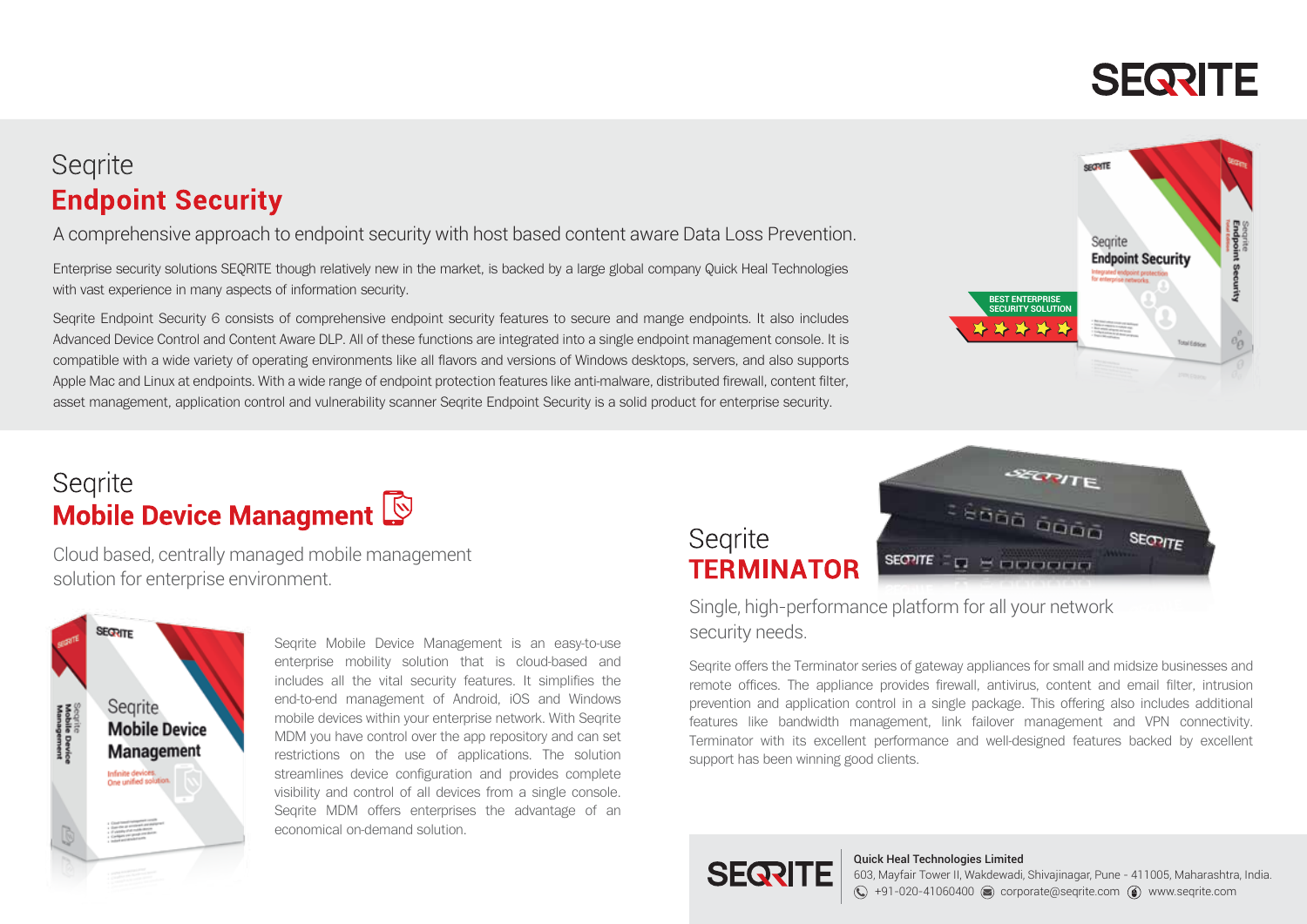# SEQRITE

## Seqrite
## Endpoint Security

A comprehensive approach to endpoint security with host based content aware Data Loss Prevention.

Enterprise security solutions SEQRITE though relatively new in the market, is backed by a large global company Quick Heal Technologies with vast experience in many aspects of information security.

Seqrite Endpoint Security 6 consists of comprehensive endpoint security features to secure and mange endpoints. It also includes Advanced Device Control and Content Aware DLP. All of these functions are integrated into a single endpoint management console. It is compatible with a wide variety of operating environments like all flavors and versions of Windows desktops, servers, and also supports Apple Mac and Linux at endpoints. With a wide range of endpoint protection features like anti-malware, distributed firewall, content filter, asset management, application control and vulnerability scanner Seqrite Endpoint Security is a solid product for enterprise security.

BEST ENTERPRISE SECURITY SOLUTION

## Seqrite
## Mobile Device Managment

Cloud based, centrally managed mobile management solution for enterprise environment.

Seqrite Mobile Device Management is an easy-to-use enterprise mobility solution that is cloud-based and includes all the vital security features. It simplifies the end-to-end management of Android, iOS and Windows mobile devices within your enterprise network. With Seqrite MDM you have control over the app repository and can set restrictions on the use of applications. The solution streamlines device configuration and provides complete visibility and control of all devices from a single console. Seqrite MDM offers enterprises the advantage of an economical on-demand solution.

## Seqrite
## TERMINATOR

Single, high-performance platform for all your network security needs.

Seqrite offers the Terminator series of gateway appliances for small and midsize businesses and remote offices. The appliance provides firewall, antivirus, content and email filter, intrusion prevention and application control in a single package. This offering also includes additional features like bandwidth management, link failover management and VPN connectivity. Terminator with its excellent performance and well-designed features backed by excellent support has been winning good clients.

SEQRITE

**Quick Heal Technologies Limited**
603, Mayfair Tower II, Wakdewadi, Shivajinagar, Pune - 411005, Maharashtra, India.
+91-020-41060400 corporate@seqrite.com www.seqrite.com